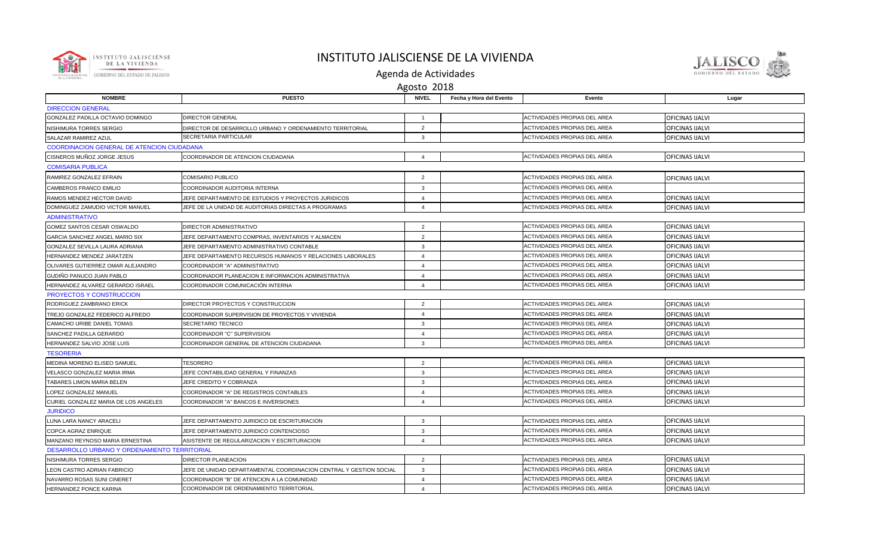# INSTITUTO JALISCIENSE DE LA VIVIENDA

## Agenda de Actividades

## Agosto 2018

| NOMBRE | PUESTO | NIVEL | Fecha y Hora del Evento | Evento | Lugar |
|---|---|---|---|---|---|
| DIRECCION GENERAL | | | | | |
| GONZALEZ PADILLA OCTAVIO DOMINGO | DIRECTOR GENERAL | 1 | | ACTIVIDADES PROPIAS DEL AREA | OFICINAS IJALVI |
| NISHIMURA TORRES SERGIO | DIRECTOR DE DESARROLLO URBANO Y ORDENAMIENTO TERRITORIAL | 2 | | ACTIVIDADES PROPIAS DEL AREA | OFICINAS IJALVI |
| SALAZAR RAMIREZ AZUL | SECRETARIA PARTICULAR | 3 | | ACTIVIDADES PROPIAS DEL AREA | OFICINAS IJALVI |
| COORDINACION GENERAL DE ATENCION CIUDADANA | | | | | |
| CISNEROS MUÑOZ JORGE JESUS | COORDINADOR DE ATENCION CIUDADANA | 4 | | ACTIVIDADES PROPIAS DEL AREA | OFICINAS IJALVI |
| COMISARIA PUBLICA | | | | | |
| RAMIREZ GONZALEZ EFRAIN | COMISARIO PUBLICO | 2 | | ACTIVIDADES PROPIAS DEL AREA | OFICINAS IJALVI |
| CAMBEROS FRANCO EMILIO | COORDINADOR AUDITORIA INTERNA | 3 | | ACTIVIDADES PROPIAS DEL AREA | |
| RAMOS MENDEZ HECTOR DAVID | JEFE DEPARTAMENTO DE ESTUDIOS Y PROYECTOS JURIDICOS | 4 | | ACTIVIDADES PROPIAS DEL AREA | OFICINAS IJALVI |
| DOMINGUEZ ZAMUDIO VICTOR MANUEL | JEFE DE LA UNIDAD DE AUDITORIAS DIRECTAS A PROGRAMAS | 4 | | ACTIVIDADES PROPIAS DEL AREA | OFICINAS IJALVI |
| ADMINISTRATIVO | | | | | |
| GOMEZ SANTOS CESAR OSWALDO | DIRECTOR ADMINISTRATIVO | 2 | | ACTIVIDADES PROPIAS DEL AREA | OFICINAS IJALVI |
| GARCIA SANCHEZ ANGEL MARIO SIX | JEFE DEPARTAMENTO COMPRAS, INVENTARIOS Y ALMACEN | 2 | | ACTIVIDADES PROPIAS DEL AREA | OFICINAS IJALVI |
| GONZALEZ SEVILLA LAURA ADRIANA | JEFE DEPARTAMENTO ADMINISTRATIVO CONTABLE | 3 | | ACTIVIDADES PROPIAS DEL AREA | OFICINAS IJALVI |
| HERNANDEZ MENDEZ JARATZEN | JEFE DEPARTAMENTO RECURSOS HUMANOS Y RELACIONES LABORALES | 4 | | ACTIVIDADES PROPIAS DEL AREA | OFICINAS IJALVI |
| OLIVARES GUTIERREZ OMAR ALEJANDRO | COORDINADOR "A" ADMINISTRATIVO | 4 | | ACTIVIDADES PROPIAS DEL AREA | OFICINAS IJALVI |
| GUDIÑO PANUCO JUAN PABLO | COORDINADOR PLANEACION E INFORMACION ADMINISTRATIVA | 4 | | ACTIVIDADES PROPIAS DEL AREA | OFICINAS IJALVI |
| HERNANDEZ ALVAREZ GERARDO ISRAEL | COORDINADOR COMUNICACIÓN INTERNA | 4 | | ACTIVIDADES PROPIAS DEL AREA | OFICINAS IJALVI |
| PROYECTOS Y CONSTRUCCION | | | | | |
| RODRIGUEZ ZAMBRANO ERICK | DIRECTOR PROYECTOS Y CONSTRUCCION | 2 | | ACTIVIDADES PROPIAS DEL AREA | OFICINAS IJALVI |
| TREJO GONZALEZ FEDERICO ALFREDO | COORDINADOR SUPERVISION DE PROYECTOS Y VIVIENDA | 4 | | ACTIVIDADES PROPIAS DEL AREA | OFICINAS IJALVI |
| CAMACHO URIBE DANIEL TOMAS | SECRETARIO TECNICO | 3 | | ACTIVIDADES PROPIAS DEL AREA | OFICINAS IJALVI |
| SANCHEZ PADILLA GERARDO | COORDINADOR "C" SUPERVISION | 4 | | ACTIVIDADES PROPIAS DEL AREA | OFICINAS IJALVI |
| HERNANDEZ SALVIO JOSE LUIS | COORDINADOR GENERAL DE ATENCION CIUDADANA | 3 | | ACTIVIDADES PROPIAS DEL AREA | OFICINAS IJALVI |
| TESORERIA | | | | | |
| MEDINA MORENO ELISEO SAMUEL | TESORERO | 2 | | ACTIVIDADES PROPIAS DEL AREA | OFICINAS IJALVI |
| VELASCO GONZALEZ MARIA IRMA | JEFE CONTABILIDAD GENERAL Y FINANZAS | 3 | | ACTIVIDADES PROPIAS DEL AREA | OFICINAS IJALVI |
| TABARES LIMON MARIA BELEN | JEFE CREDITO Y COBRANZA | 3 | | ACTIVIDADES PROPIAS DEL AREA | OFICINAS IJALVI |
| LOPEZ GONZALEZ MANUEL | COORDINADOR "A" DE REGISTROS CONTABLES | 4 | | ACTIVIDADES PROPIAS DEL AREA | OFICINAS IJALVI |
| CURIEL GONZALEZ MARIA DE LOS ANGELES | COORDINADOR "A" BANCOS E INVERSIONES | 4 | | ACTIVIDADES PROPIAS DEL AREA | OFICINAS IJALVI |
| JURIDICO | | | | | |
| LUNA LARA NANCY ARACELI | JEFE DEPARTAMENTO JURIDICO DE ESCRITURACION | 3 | | ACTIVIDADES PROPIAS DEL AREA | OFICINAS IJALVI |
| COPCA AGRAZ ENRIQUE | JEFE DEPARTAMENTO JURIDICO CONTENCIOSO | 3 | | ACTIVIDADES PROPIAS DEL AREA | OFICINAS IJALVI |
| MANZANO REYNOSO MARIA ERNESTINA | ASISTENTE DE REGULARIZACION Y ESCRITURACION | 4 | | ACTIVIDADES PROPIAS DEL AREA | OFICINAS IJALVI |
| DESARROLLO URBANO Y ORDENAMIENTO TERRITORIAL | | | | | |
| NISHIMURA TORRES SERGIO | DIRECTOR PLANEACION | 2 | | ACTIVIDADES PROPIAS DEL AREA | OFICINAS IJALVI |
| LEON CASTRO ADRIAN FABRICIO | JEFE DE UNIDAD DEPARTAMENTAL COORDINACION CENTRAL Y GESTION SOCIAL | 3 | | ACTIVIDADES PROPIAS DEL AREA | OFICINAS IJALVI |
| NAVARRO ROSAS SUNI CINERET | COORDINADOR "B" DE ATENCION A LA COMUNIDAD | 4 | | ACTIVIDADES PROPIAS DEL AREA | OFICINAS IJALVI |
| HERNANDEZ PONCE KARINA | COORDINADOR DE ORDENAMIENTO TERRITORIAL | 4 | | ACTIVIDADES PROPIAS DEL AREA | OFICINAS IJALVI |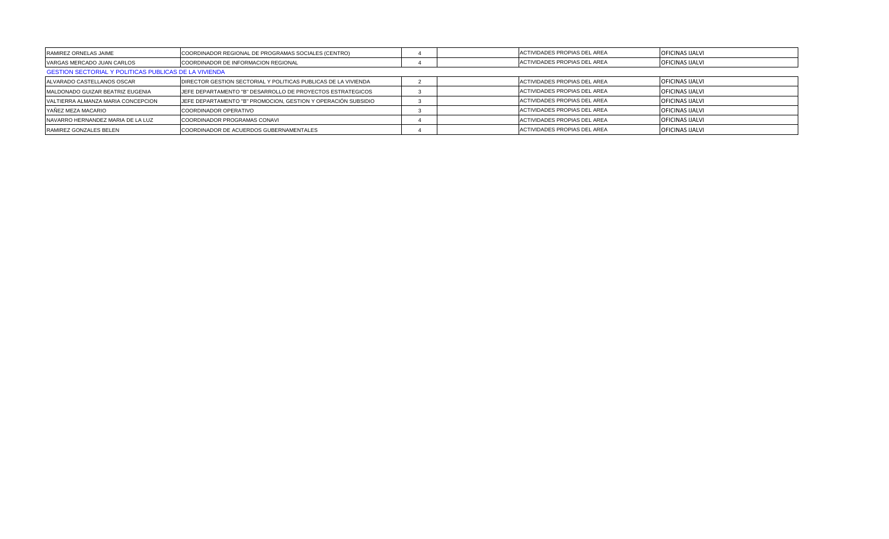| | | | | | |
|---|---|---|---|---|---|
| RAMIREZ ORNELAS JAIME | COORDINADOR REGIONAL DE PROGRAMAS SOCIALES (CENTRO) | 4 | | ACTIVIDADES PROPIAS DEL AREA | OFICINAS IJALVI |
| VARGAS MERCADO JUAN CARLOS | COORDINADOR DE INFORMACION REGIONAL | 4 | | ACTIVIDADES PROPIAS DEL AREA | OFICINAS IJALVI |
| GESTION SECTORIAL Y POLITICAS PUBLICAS DE LA VIVIENDA | | | | | |
| ALVARADO CASTELLANOS OSCAR | DIRECTOR GESTION SECTORIAL Y POLITICAS PUBLICAS DE LA VIVIENDA | 2 | | ACTIVIDADES PROPIAS DEL AREA | OFICINAS IJALVI |
| MALDONADO GUIZAR BEATRIZ EUGENIA | JEFE DEPARTAMENTO "B" DESARROLLO DE PROYECTOS ESTRATEGICOS | 3 | | ACTIVIDADES PROPIAS DEL AREA | OFICINAS IJALVI |
| VALTIERRA ALMANZA MARIA CONCEPCION | JEFE DEPARTAMENTO "B" PROMOCION, GESTION Y OPERACIÓN SUBSIDIO | 3 | | ACTIVIDADES PROPIAS DEL AREA | OFICINAS IJALVI |
| YAÑEZ MEZA MACARIO | COORDINADOR OPERATIVO | 3 | | ACTIVIDADES PROPIAS DEL AREA | OFICINAS IJALVI |
| NAVARRO HERNANDEZ MARIA DE LA LUZ | COORDINADOR PROGRAMAS CONAVI | 4 | | ACTIVIDADES PROPIAS DEL AREA | OFICINAS IJALVI |
| RAMIREZ GONZALES BELEN | COORDINADOR DE ACUERDOS GUBERNAMENTALES | 4 | | ACTIVIDADES PROPIAS DEL AREA | OFICINAS IJALVI |